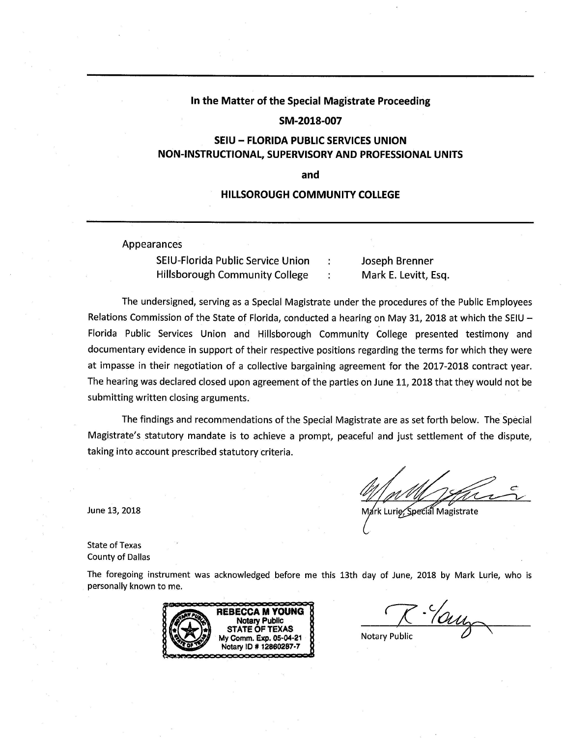**In the Matter of the Special Magistrate Proceeding**

**SM-2018-007**

**SEIU – FLORIDA PUBLIC SERVICES UNION**
**NON-INSTRUCTIONAL, SUPERVISORY AND PROFESSIONAL UNITS**

**and**

**HILLSOROUGH COMMUNITY COLLEGE**

Appearances

| | | |
|---|---|---|
| SEIU-Florida Public Service Union | : | Joseph Brenner |
| Hillsborough Community College | : | Mark E. Levitt, Esq. |

The undersigned, serving as a Special Magistrate under the procedures of the Public Employees Relations Commission of the State of Florida, conducted a hearing on May 31, 2018 at which the SEIU – Florida Public Services Union and Hillsborough Community College presented testimony and documentary evidence in support of their respective positions regarding the terms for which they were at impasse in their negotiation of a collective bargaining agreement for the 2017-2018 contract year. The hearing was declared closed upon agreement of the parties on June 11, 2018 that they would not be submitting written closing arguments.

The findings and recommendations of the Special Magistrate are as set forth below. The Special Magistrate's statutory mandate is to achieve a prompt, peaceful and just settlement of the dispute, taking into account prescribed statutory criteria.

June 13, 2018

Mark Lurie, Special Magistrate

State of Texas
County of Dallas

The foregoing instrument was acknowledged before me this 13th day of June, 2018 by Mark Lurie, who is personally known to me.

REBECCA M YOUNG
Notary Public
STATE OF TEXAS
My Comm. Exp. 05-04-21
Notary ID # 12860287-7

Notary Public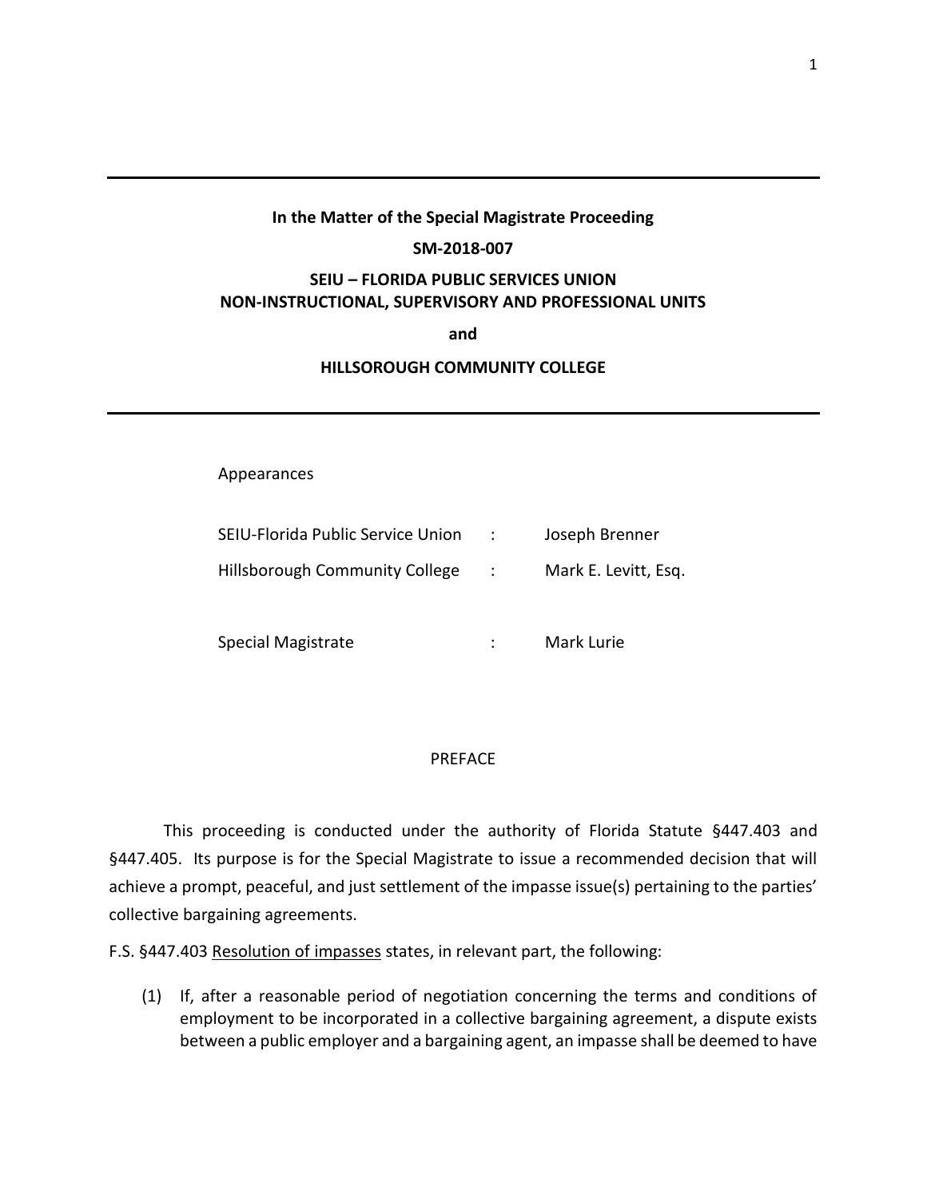**In the Matter of the Special Magistrate Proceeding**

**SM-2018-007**

**SEIU – FLORIDA PUBLIC SERVICES UNION**
**NON-INSTRUCTIONAL, SUPERVISORY AND PROFESSIONAL UNITS**

**and**

**HILLSOROUGH COMMUNITY COLLEGE**

Appearances

| | | |
|---|---|---|
| SEIU-Florida Public Service Union | : | Joseph Brenner |
| Hillsborough Community College | : | Mark E. Levitt, Esq. |
| | | |
| Special Magistrate | : | Mark Lurie |

PREFACE

This proceeding is conducted under the authority of Florida Statute §447.403 and §447.405. Its purpose is for the Special Magistrate to issue a recommended decision that will achieve a prompt, peaceful, and just settlement of the impasse issue(s) pertaining to the parties' collective bargaining agreements.

F.S. §447.403 Resolution of impasses states, in relevant part, the following:

(1) If, after a reasonable period of negotiation concerning the terms and conditions of employment to be incorporated in a collective bargaining agreement, a dispute exists between a public employer and a bargaining agent, an impasse shall be deemed to have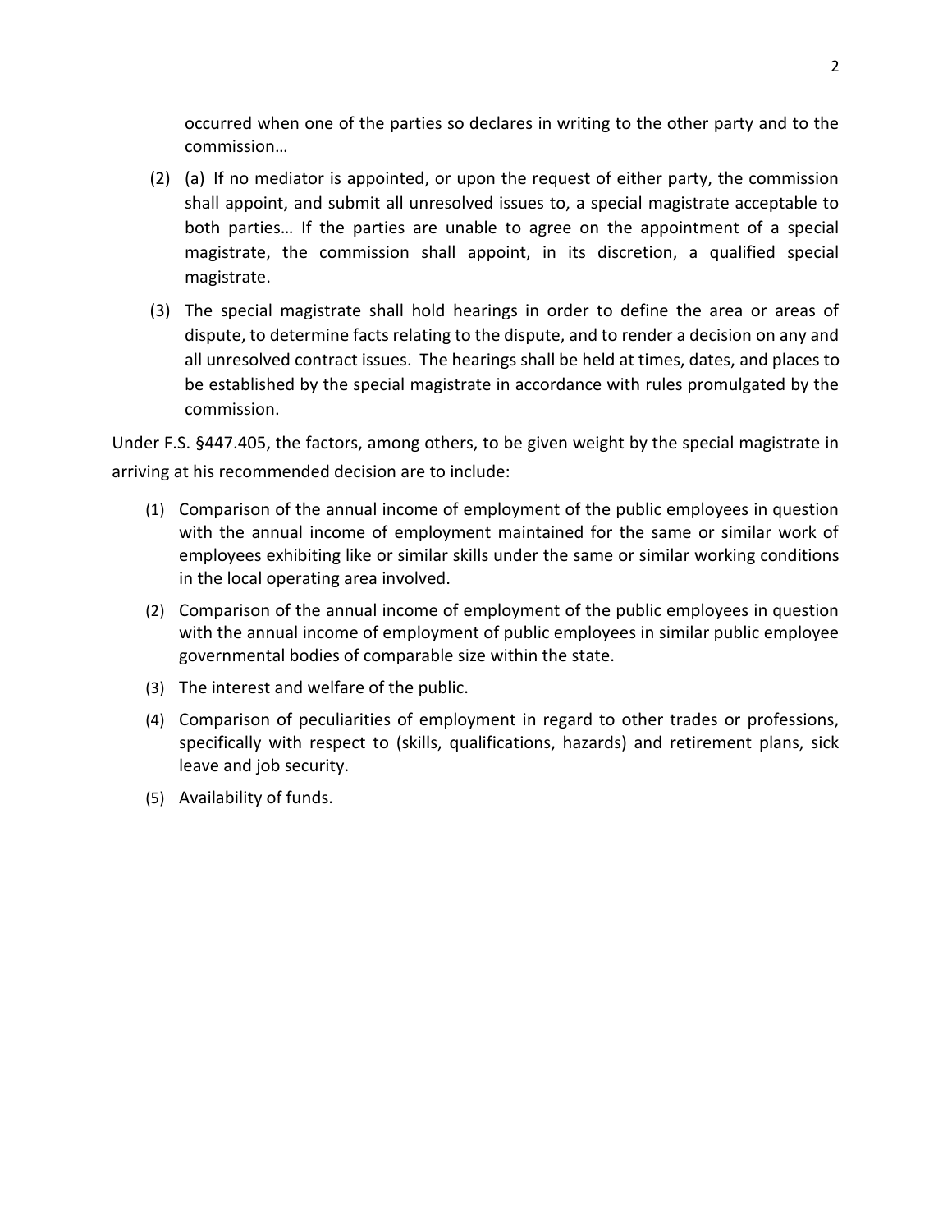occurred when one of the parties so declares in writing to the other party and to the commission…

(2) (a) If no mediator is appointed, or upon the request of either party, the commission shall appoint, and submit all unresolved issues to, a special magistrate acceptable to both parties… If the parties are unable to agree on the appointment of a special magistrate, the commission shall appoint, in its discretion, a qualified special magistrate.

(3) The special magistrate shall hold hearings in order to define the area or areas of dispute, to determine facts relating to the dispute, and to render a decision on any and all unresolved contract issues. The hearings shall be held at times, dates, and places to be established by the special magistrate in accordance with rules promulgated by the commission.

Under F.S. §447.405, the factors, among others, to be given weight by the special magistrate in arriving at his recommended decision are to include:

(1) Comparison of the annual income of employment of the public employees in question with the annual income of employment maintained for the same or similar work of employees exhibiting like or similar skills under the same or similar working conditions in the local operating area involved.

(2) Comparison of the annual income of employment of the public employees in question with the annual income of employment of public employees in similar public employee governmental bodies of comparable size within the state.

(3) The interest and welfare of the public.

(4) Comparison of peculiarities of employment in regard to other trades or professions, specifically with respect to (skills, qualifications, hazards) and retirement plans, sick leave and job security.

(5) Availability of funds.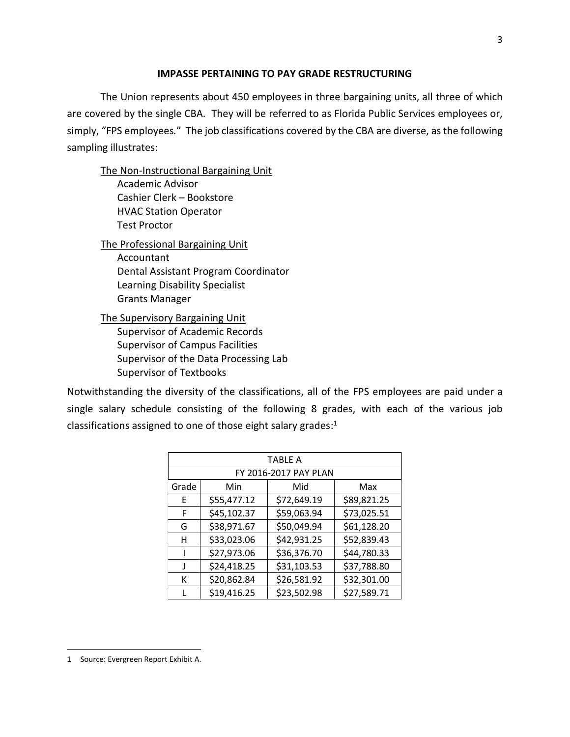## IMPASSE PERTAINING TO PAY GRADE RESTRUCTURING

The Union represents about 450 employees in three bargaining units, all three of which are covered by the single CBA. They will be referred to as Florida Public Services employees or, simply, "FPS employees." The job classifications covered by the CBA are diverse, as the following sampling illustrates:

<u>The Non-Instructional Bargaining Unit</u>
- Academic Advisor
- Cashier Clerk – Bookstore
- HVAC Station Operator
- Test Proctor

<u>The Professional Bargaining Unit</u>
- Accountant
- Dental Assistant Program Coordinator
- Learning Disability Specialist
- Grants Manager

<u>The Supervisory Bargaining Unit</u>
- Supervisor of Academic Records
- Supervisor of Campus Facilities
- Supervisor of the Data Processing Lab
- Supervisor of Textbooks

Notwithstanding the diversity of the classifications, all of the FPS employees are paid under a single salary schedule consisting of the following 8 grades, with each of the various job classifications assigned to one of those eight salary grades:[1]

| TABLE A<br>FY 2016-2017 PAY PLAN | | | |
|---|---|---|---|
| Grade | Min | Mid | Max |
| E | $55,477.12 | $72,649.19 | $89,821.25 |
| F | $45,102.37 | $59,063.94 | $73,025.51 |
| G | $38,971.67 | $50,049.94 | $61,128.20 |
| H | $33,023.06 | $42,931.25 | $52,839.43 |
| I | $27,973.06 | $36,376.70 | $44,780.33 |
| J | $24,418.25 | $31,103.53 | $37,788.80 |
| K | $20,862.84 | $26,581.92 | $32,301.00 |
| L | $19,416.25 | $23,502.98 | $27,589.71 |

1 Source: Evergreen Report Exhibit A.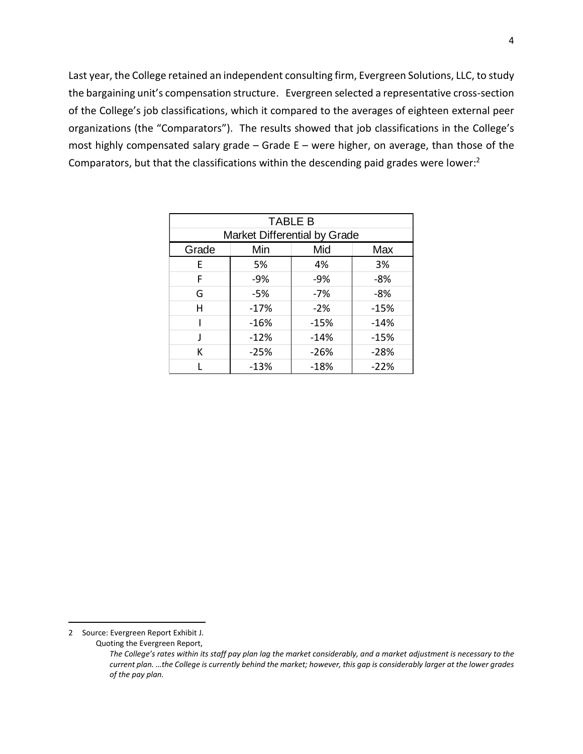Last year, the College retained an independent consulting firm, Evergreen Solutions, LLC, to study the bargaining unit's compensation structure. Evergreen selected a representative cross-section of the College's job classifications, which it compared to the averages of eighteen external peer organizations (the "Comparators"). The results showed that job classifications in the College's most highly compensated salary grade – Grade E – were higher, on average, than those of the Comparators, but that the classifications within the descending paid grades were lower:[2]

| TABLE B | | | |
|---|---|---|---|
| Market Differential by Grade | | | |
| Grade | Min | Mid | Max |
| E | 5% | 4% | 3% |
| F | -9% | -9% | -8% |
| G | -5% | -7% | -8% |
| H | -17% | -2% | -15% |
| I | -16% | -15% | -14% |
| J | -12% | -14% | -15% |
| K | -25% | -26% | -28% |
| L | -13% | -18% | -22% |

---

2 Source: Evergreen Report Exhibit J.

Quoting the Evergreen Report,

> *The College's rates within its staff pay plan lag the market considerably, and a market adjustment is necessary to the current plan. …the College is currently behind the market; however, this gap is considerably larger at the lower grades of the pay plan.*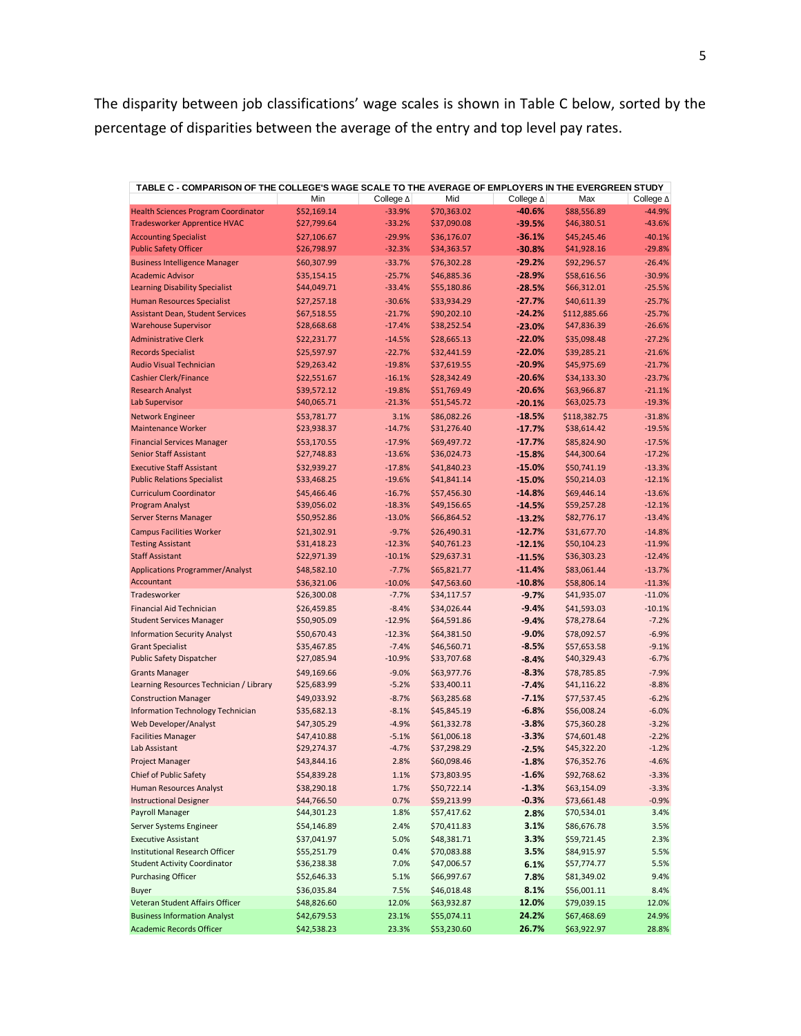The disparity between job classifications' wage scales is shown in Table C below, sorted by the percentage of disparities between the average of the entry and top level pay rates.

| TABLE C - COMPARISON OF THE COLLEGE'S WAGE SCALE TO THE AVERAGE OF EMPLOYERS IN THE EVERGREEN STUDY | | | | | | |
|---|---|---|---|---|---|---|
| | Min | College Δ | Mid | College Δ | Max | College Δ |
| Health Sciences Program Coordinator | $52,169.14 | -33.9% | $70,363.02 | **-40.6%** | $88,556.89 | -44.9% |
| Tradesworker Apprentice HVAC | $27,799.64 | -33.2% | $37,090.08 | **-39.5%** | $46,380.51 | -43.6% |
| Accounting Specialist | $27,106.67 | -29.9% | $36,176.07 | **-36.1%** | $45,245.46 | -40.1% |
| Public Safety Officer | $26,798.97 | -32.3% | $34,363.57 | **-30.8%** | $41,928.16 | -29.8% |
| Business Intelligence Manager | $60,307.99 | -33.7% | $76,302.28 | **-29.2%** | $92,296.57 | -26.4% |
| Academic Advisor | $35,154.15 | -25.7% | $46,885.36 | **-28.9%** | $58,616.56 | -30.9% |
| Learning Disability Specialist | $44,049.71 | -33.4% | $55,180.86 | **-28.5%** | $66,312.01 | -25.5% |
| Human Resources Specialist | $27,257.18 | -30.6% | $33,934.29 | **-27.7%** | $40,611.39 | -25.7% |
| Assistant Dean, Student Services | $67,518.55 | -21.7% | $90,202.10 | **-24.2%** | $112,885.66 | -25.7% |
| Warehouse Supervisor | $28,668.68 | -17.4% | $38,252.54 | **-23.0%** | $47,836.39 | -26.6% |
| Administrative Clerk | $22,231.77 | -14.5% | $28,665.13 | **-22.0%** | $35,098.48 | -27.2% |
| Records Specialist | $25,597.97 | -22.7% | $32,441.59 | **-22.0%** | $39,285.21 | -21.6% |
| Audio Visual Technician | $29,263.42 | -19.8% | $37,619.55 | **-20.9%** | $45,975.69 | -21.7% |
| Cashier Clerk/Finance | $22,551.67 | -16.1% | $28,342.49 | **-20.6%** | $34,133.30 | -23.7% |
| Research Analyst | $39,572.12 | -19.8% | $51,769.49 | **-20.6%** | $63,966.87 | -21.1% |
| Lab Supervisor | $40,065.71 | -21.3% | $51,545.72 | **-20.1%** | $63,025.73 | -19.3% |
| Network Engineer | $53,781.77 | 3.1% | $86,082.26 | **-18.5%** | $118,382.75 | -31.8% |
| Maintenance Worker | $23,938.37 | -14.7% | $31,276.40 | **-17.7%** | $38,614.42 | -19.5% |
| Financial Services Manager | $53,170.55 | -17.9% | $69,497.72 | **-17.7%** | $85,824.90 | -17.5% |
| Senior Staff Assistant | $27,748.83 | -13.6% | $36,024.73 | **-15.8%** | $44,300.64 | -17.2% |
| Executive Staff Assistant | $32,939.27 | -17.8% | $41,840.23 | **-15.0%** | $50,741.19 | -13.3% |
| Public Relations Specialist | $33,468.25 | -19.6% | $41,841.14 | **-15.0%** | $50,214.03 | -12.1% |
| Curriculum Coordinator | $45,466.46 | -16.7% | $57,456.30 | **-14.8%** | $69,446.14 | -13.6% |
| Program Analyst | $39,056.02 | -18.3% | $49,156.65 | **-14.5%** | $59,257.28 | -12.1% |
| Server Sterns Manager | $50,952.86 | -13.0% | $66,864.52 | **-13.2%** | $82,776.17 | -13.4% |
| Campus Facilities Worker | $21,302.91 | -9.7% | $26,490.31 | **-12.7%** | $31,677.70 | -14.8% |
| Testing Assistant | $31,418.23 | -12.3% | $40,761.23 | **-12.1%** | $50,104.23 | -11.9% |
| Staff Assistant | $22,971.39 | -10.1% | $29,637.31 | **-11.5%** | $36,303.23 | -12.4% |
| Applications Programmer/Analyst | $48,582.10 | -7.7% | $65,821.77 | **-11.4%** | $83,061.44 | -13.7% |
| Accountant | $36,321.06 | -10.0% | $47,563.60 | **-10.8%** | $58,806.14 | -11.3% |
| Tradesworker | $26,300.08 | -7.7% | $34,117.57 | **-9.7%** | $41,935.07 | -11.0% |
| Financial Aid Technician | $26,459.85 | -8.4% | $34,026.44 | **-9.4%** | $41,593.03 | -10.1% |
| Student Services Manager | $50,905.09 | -12.9% | $64,591.86 | **-9.4%** | $78,278.64 | -7.2% |
| Information Security Analyst | $50,670.43 | -12.3% | $64,381.50 | **-9.0%** | $78,092.57 | -6.9% |
| Grant Specialist | $35,467.85 | -7.4% | $46,560.71 | **-8.5%** | $57,653.58 | -9.1% |
| Public Safety Dispatcher | $27,085.94 | -10.9% | $33,707.68 | **-8.4%** | $40,329.43 | -6.7% |
| Grants Manager | $49,169.66 | -9.0% | $63,977.76 | **-8.3%** | $78,785.85 | -7.9% |
| Learning Resources Technician / Library | $25,683.99 | -5.2% | $33,400.11 | **-7.4%** | $41,116.22 | -8.8% |
| Construction Manager | $49,033.92 | -8.7% | $63,285.68 | **-7.1%** | $77,537.45 | -6.2% |
| Information Technology Technician | $35,682.13 | -8.1% | $45,845.19 | **-6.8%** | $56,008.24 | -6.0% |
| Web Developer/Analyst | $47,305.29 | -4.9% | $61,332.78 | **-3.8%** | $75,360.28 | -3.2% |
| Facilities Manager | $47,410.88 | -5.1% | $61,006.18 | **-3.3%** | $74,601.48 | -2.2% |
| Lab Assistant | $29,274.37 | -4.7% | $37,298.29 | **-2.5%** | $45,322.20 | -1.2% |
| Project Manager | $43,844.16 | 2.8% | $60,098.46 | **-1.8%** | $76,352.76 | -4.6% |
| Chief of Public Safety | $54,839.28 | 1.1% | $73,803.95 | **-1.6%** | $92,768.62 | -3.3% |
| Human Resources Analyst | $38,290.18 | 1.7% | $50,722.14 | **-1.3%** | $63,154.09 | -3.3% |
| Instructional Designer | $44,766.50 | 0.7% | $59,213.99 | **-0.3%** | $73,661.48 | -0.9% |
| Payroll Manager | $44,301.23 | 1.8% | $57,417.62 | **2.8%** | $70,534.01 | 3.4% |
| Server Systems Engineer | $54,146.89 | 2.4% | $70,411.83 | **3.1%** | $86,676.78 | 3.5% |
| Executive Assistant | $37,041.97 | 5.0% | $48,381.71 | **3.3%** | $59,721.45 | 2.3% |
| Institutional Research Officer | $55,251.79 | 0.4% | $70,083.88 | **3.5%** | $84,915.97 | 5.5% |
| Student Activity Coordinator | $36,238.38 | 7.0% | $47,006.57 | **6.1%** | $57,774.77 | 5.5% |
| Purchasing Officer | $52,646.33 | 5.1% | $66,997.67 | **7.8%** | $81,349.02 | 9.4% |
| Buyer | $36,035.84 | 7.5% | $46,018.48 | **8.1%** | $56,001.11 | 8.4% |
| Veteran Student Affairs Officer | $48,826.60 | 12.0% | $63,932.87 | **12.0%** | $79,039.15 | 12.0% |
| Business Information Analyst | $42,679.53 | 23.1% | $55,074.11 | **24.2%** | $67,468.69 | 24.9% |
| Academic Records Officer | $42,538.23 | 23.3% | $53,230.60 | **26.7%** | $63,922.97 | 28.8% |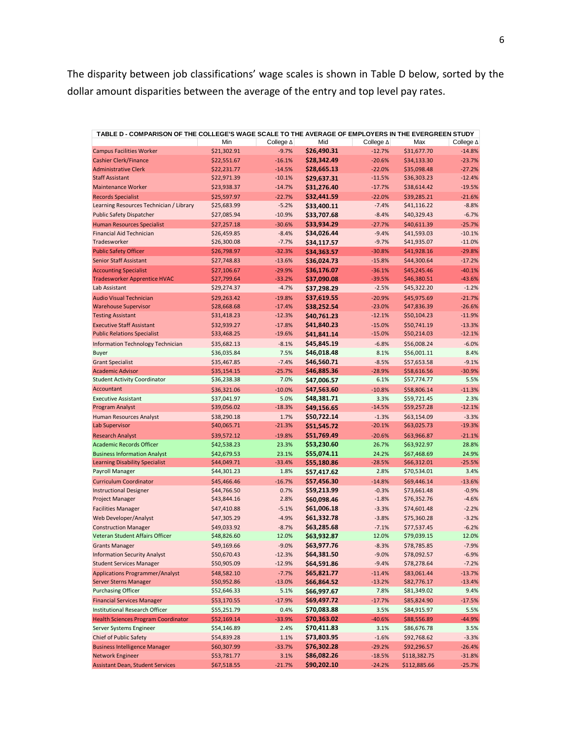The disparity between job classifications' wage scales is shown in Table D below, sorted by the dollar amount disparities between the average of the entry and top level pay rates.

| TABLE D - COMPARISON OF THE COLLEGE'S WAGE SCALE TO THE AVERAGE OF EMPLOYERS IN THE EVERGREEN STUDY | | | | | | |
|---|---|---|---|---|---|---|
| | Min | College Δ | Mid | College Δ | Max | College Δ |
| Campus Facilities Worker | $21,302.91 | -9.7% | **$26,490.31** | -12.7% | $31,677.70 | -14.8% |
| Cashier Clerk/Finance | $22,551.67 | -16.1% | **$28,342.49** | -20.6% | $34,133.30 | -23.7% |
| Administrative Clerk | $22,231.77 | -14.5% | **$28,665.13** | -22.0% | $35,098.48 | -27.2% |
| Staff Assistant | $22,971.39 | -10.1% | **$29,637.31** | -11.5% | $36,303.23 | -12.4% |
| Maintenance Worker | $23,938.37 | -14.7% | **$31,276.40** | -17.7% | $38,614.42 | -19.5% |
| Records Specialist | $25,597.97 | -22.7% | **$32,441.59** | -22.0% | $39,285.21 | -21.6% |
| Learning Resources Technician / Library | $25,683.99 | -5.2% | **$33,400.11** | -7.4% | $41,116.22 | -8.8% |
| Public Safety Dispatcher | $27,085.94 | -10.9% | **$33,707.68** | -8.4% | $40,329.43 | -6.7% |
| Human Resources Specialist | $27,257.18 | -30.6% | **$33,934.29** | -27.7% | $40,611.39 | -25.7% |
| Financial Aid Technician | $26,459.85 | -8.4% | **$34,026.44** | -9.4% | $41,593.03 | -10.1% |
| Tradesworker | $26,300.08 | -7.7% | **$34,117.57** | -9.7% | $41,935.07 | -11.0% |
| Public Safety Officer | $26,798.97 | -32.3% | **$34,363.57** | -30.8% | $41,928.16 | -29.8% |
| Senior Staff Assistant | $27,748.83 | -13.6% | **$36,024.73** | -15.8% | $44,300.64 | -17.2% |
| Accounting Specialist | $27,106.67 | -29.9% | **$36,176.07** | -36.1% | $45,245.46 | -40.1% |
| Tradesworker Apprentice HVAC | $27,799.64 | -33.2% | **$37,090.08** | -39.5% | $46,380.51 | -43.6% |
| Lab Assistant | $29,274.37 | -4.7% | **$37,298.29** | -2.5% | $45,322.20 | -1.2% |
| Audio Visual Technician | $29,263.42 | -19.8% | **$37,619.55** | -20.9% | $45,975.69 | -21.7% |
| Warehouse Supervisor | $28,668.68 | -17.4% | **$38,252.54** | -23.0% | $47,836.39 | -26.6% |
| Testing Assistant | $31,418.23 | -12.3% | **$40,761.23** | -12.1% | $50,104.23 | -11.9% |
| Executive Staff Assistant | $32,939.27 | -17.8% | **$41,840.23** | -15.0% | $50,741.19 | -13.3% |
| Public Relations Specialist | $33,468.25 | -19.6% | **$41,841.14** | -15.0% | $50,214.03 | -12.1% |
| Information Technology Technician | $35,682.13 | -8.1% | **$45,845.19** | -6.8% | $56,008.24 | -6.0% |
| Buyer | $36,035.84 | 7.5% | **$46,018.48** | 8.1% | $56,001.11 | 8.4% |
| Grant Specialist | $35,467.85 | -7.4% | **$46,560.71** | -8.5% | $57,653.58 | -9.1% |
| Academic Advisor | $35,154.15 | -25.7% | **$46,885.36** | -28.9% | $58,616.56 | -30.9% |
| Student Activity Coordinator | $36,238.38 | 7.0% | **$47,006.57** | 6.1% | $57,774.77 | 5.5% |
| Accountant | $36,321.06 | -10.0% | **$47,563.60** | -10.8% | $58,806.14 | -11.3% |
| Executive Assistant | $37,041.97 | 5.0% | **$48,381.71** | 3.3% | $59,721.45 | 2.3% |
| Program Analyst | $39,056.02 | -18.3% | **$49,156.65** | -14.5% | $59,257.28 | -12.1% |
| Human Resources Analyst | $38,290.18 | 1.7% | **$50,722.14** | -1.3% | $63,154.09 | -3.3% |
| Lab Supervisor | $40,065.71 | -21.3% | **$51,545.72** | -20.1% | $63,025.73 | -19.3% |
| Research Analyst | $39,572.12 | -19.8% | **$51,769.49** | -20.6% | $63,966.87 | -21.1% |
| Academic Records Officer | $42,538.23 | 23.3% | **$53,230.60** | 26.7% | $63,922.97 | 28.8% |
| Business Information Analyst | $42,679.53 | 23.1% | **$55,074.11** | 24.2% | $67,468.69 | 24.9% |
| Learning Disability Specialist | $44,049.71 | -33.4% | **$55,180.86** | -28.5% | $66,312.01 | -25.5% |
| Payroll Manager | $44,301.23 | 1.8% | **$57,417.62** | 2.8% | $70,534.01 | 3.4% |
| Curriculum Coordinator | $45,466.46 | -16.7% | **$57,456.30** | -14.8% | $69,446.14 | -13.6% |
| Instructional Designer | $44,766.50 | 0.7% | **$59,213.99** | -0.3% | $73,661.48 | -0.9% |
| Project Manager | $43,844.16 | 2.8% | **$60,098.46** | -1.8% | $76,352.76 | -4.6% |
| Facilities Manager | $47,410.88 | -5.1% | **$61,006.18** | -3.3% | $74,601.48 | -2.2% |
| Web Developer/Analyst | $47,305.29 | -4.9% | **$61,332.78** | -3.8% | $75,360.28 | -3.2% |
| Construction Manager | $49,033.92 | -8.7% | **$63,285.68** | -7.1% | $77,537.45 | -6.2% |
| Veteran Student Affairs Officer | $48,826.60 | 12.0% | **$63,932.87** | 12.0% | $79,039.15 | 12.0% |
| Grants Manager | $49,169.66 | -9.0% | **$63,977.76** | -8.3% | $78,785.85 | -7.9% |
| Information Security Analyst | $50,670.43 | -12.3% | **$64,381.50** | -9.0% | $78,092.57 | -6.9% |
| Student Services Manager | $50,905.09 | -12.9% | **$64,591.86** | -9.4% | $78,278.64 | -7.2% |
| Applications Programmer/Analyst | $48,582.10 | -7.7% | **$65,821.77** | -11.4% | $83,061.44 | -13.7% |
| Server Sterns Manager | $50,952.86 | -13.0% | **$66,864.52** | -13.2% | $82,776.17 | -13.4% |
| Purchasing Officer | $52,646.33 | 5.1% | **$66,997.67** | 7.8% | $81,349.02 | 9.4% |
| Financial Services Manager | $53,170.55 | -17.9% | **$69,497.72** | -17.7% | $85,824.90 | -17.5% |
| Institutional Research Officer | $55,251.79 | 0.4% | **$70,083.88** | 3.5% | $84,915.97 | 5.5% |
| Health Sciences Program Coordinator | $52,169.14 | -33.9% | **$70,363.02** | -40.6% | $88,556.89 | -44.9% |
| Server Systems Engineer | $54,146.89 | 2.4% | **$70,411.83** | 3.1% | $86,676.78 | 3.5% |
| Chief of Public Safety | $54,839.28 | 1.1% | **$73,803.95** | -1.6% | $92,768.62 | -3.3% |
| Business Intelligence Manager | $60,307.99 | -33.7% | **$76,302.28** | -29.2% | $92,296.57 | -26.4% |
| Network Engineer | $53,781.77 | 3.1% | **$86,082.26** | -18.5% | $118,382.75 | -31.8% |
| Assistant Dean, Student Services | $67,518.55 | -21.7% | **$90,202.10** | -24.2% | $112,885.66 | -25.7% |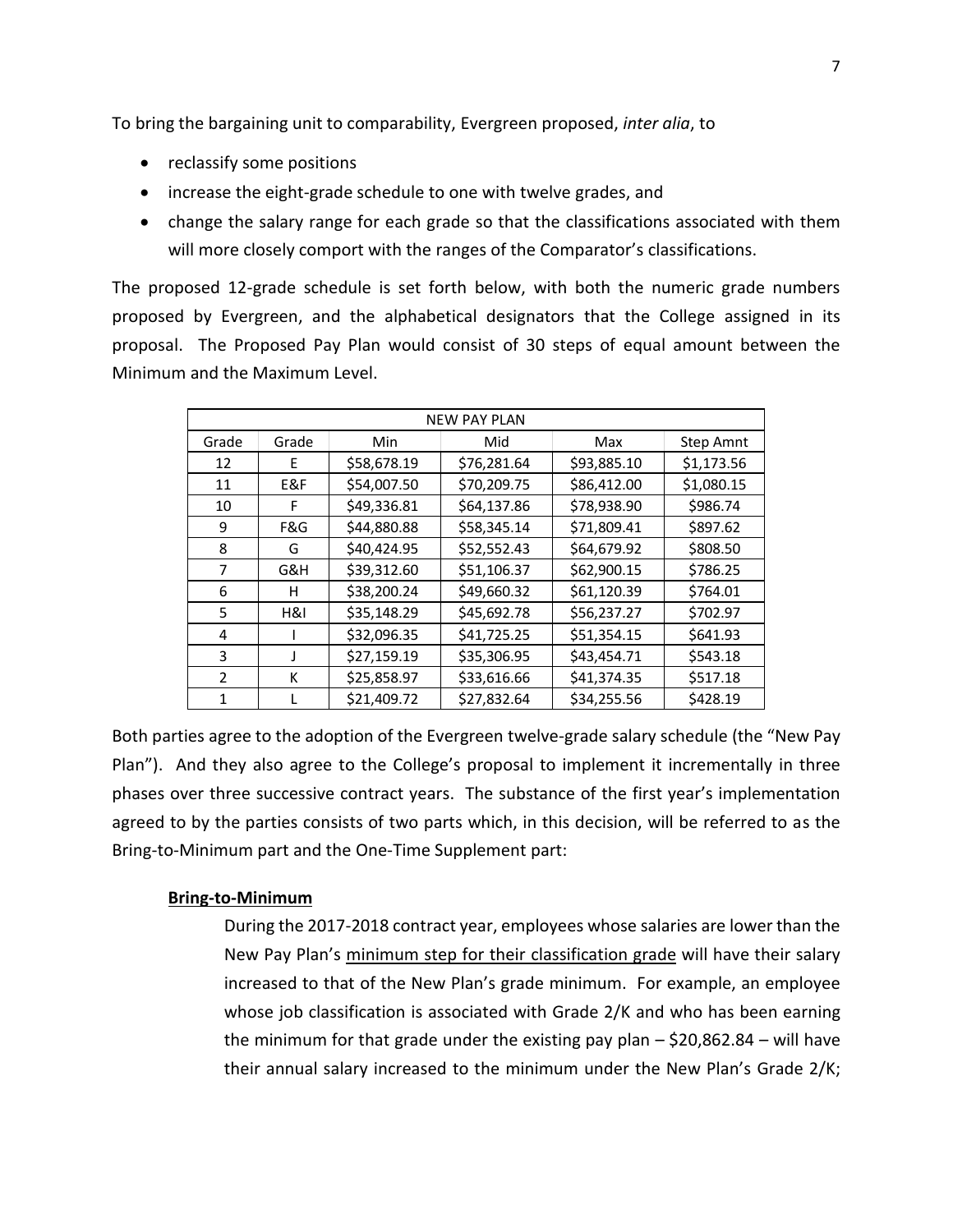To bring the bargaining unit to comparability, Evergreen proposed, *inter alia*, to

- reclassify some positions
- increase the eight-grade schedule to one with twelve grades, and
- change the salary range for each grade so that the classifications associated with them will more closely comport with the ranges of the Comparator's classifications.

The proposed 12-grade schedule is set forth below, with both the numeric grade numbers proposed by Evergreen, and the alphabetical designators that the College assigned in its proposal. The Proposed Pay Plan would consist of 30 steps of equal amount between the Minimum and the Maximum Level.

| NEW PAY PLAN | | | | | |
|---|---|---|---|---|---|
| Grade | Grade | Min | Mid | Max | Step Amnt |
| 12 | E | $58,678.19 | $76,281.64 | $93,885.10 | $1,173.56 |
| 11 | E&F | $54,007.50 | $70,209.75 | $86,412.00 | $1,080.15 |
| 10 | F | $49,336.81 | $64,137.86 | $78,938.90 | $986.74 |
| 9 | F&G | $44,880.88 | $58,345.14 | $71,809.41 | $897.62 |
| 8 | G | $40,424.95 | $52,552.43 | $64,679.92 | $808.50 |
| 7 | G&H | $39,312.60 | $51,106.37 | $62,900.15 | $786.25 |
| 6 | H | $38,200.24 | $49,660.32 | $61,120.39 | $764.01 |
| 5 | H&I | $35,148.29 | $45,692.78 | $56,237.27 | $702.97 |
| 4 | I | $32,096.35 | $41,725.25 | $51,354.15 | $641.93 |
| 3 | J | $27,159.19 | $35,306.95 | $43,454.71 | $543.18 |
| 2 | K | $25,858.97 | $33,616.66 | $41,374.35 | $517.18 |
| 1 | L | $21,409.72 | $27,832.64 | $34,255.56 | $428.19 |

Both parties agree to the adoption of the Evergreen twelve-grade salary schedule (the "New Pay Plan"). And they also agree to the College's proposal to implement it incrementally in three phases over three successive contract years. The substance of the first year's implementation agreed to by the parties consists of two parts which, in this decision, will be referred to as the Bring-to-Minimum part and the One-Time Supplement part:

**Bring-to-Minimum**

During the 2017-2018 contract year, employees whose salaries are lower than the New Pay Plan's minimum step for their classification grade will have their salary increased to that of the New Plan's grade minimum. For example, an employee whose job classification is associated with Grade 2/K and who has been earning the minimum for that grade under the existing pay plan – $20,862.84 – will have their annual salary increased to the minimum under the New Plan's Grade 2/K;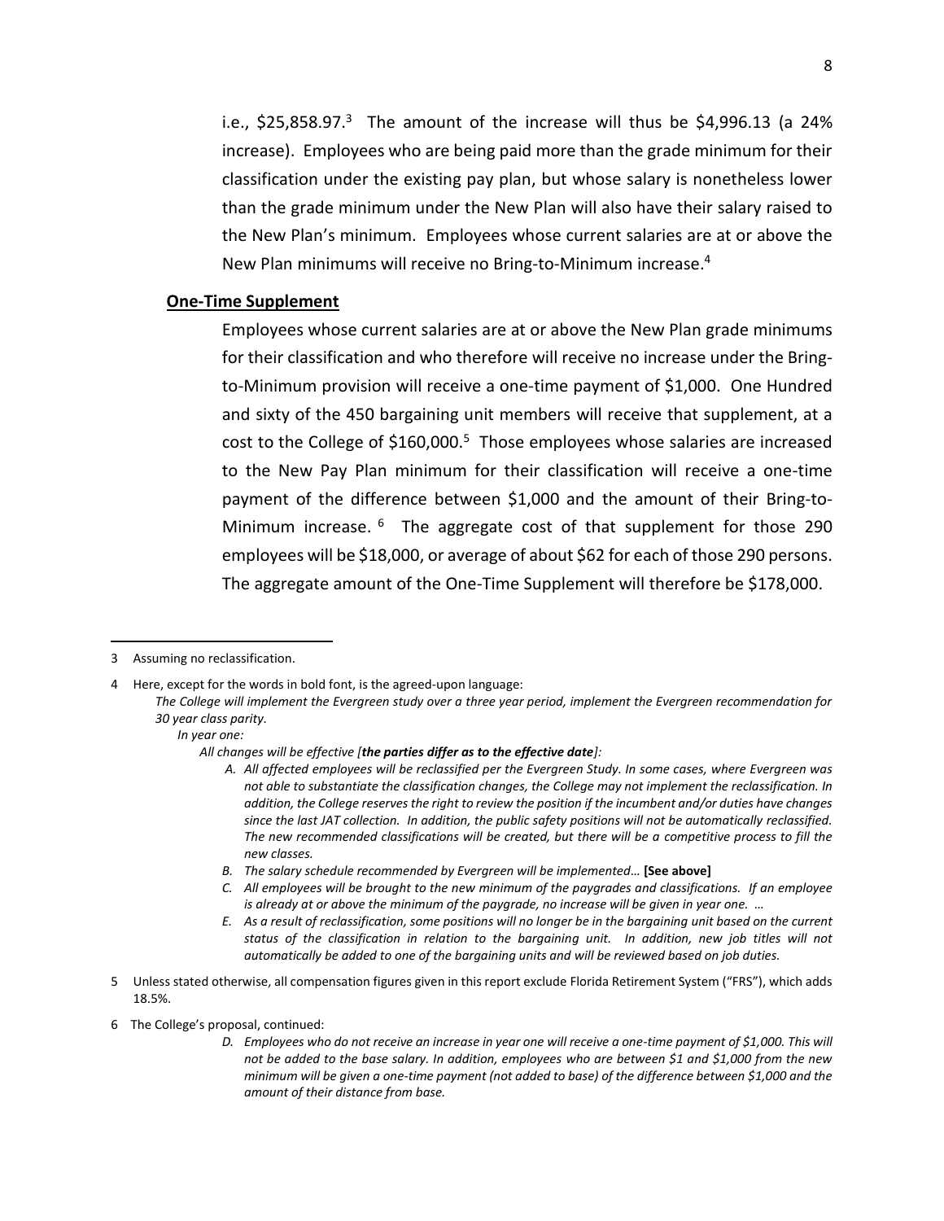i.e., $25,858.97.[3] The amount of the increase will thus be $4,996.13 (a 24% increase). Employees who are being paid more than the grade minimum for their classification under the existing pay plan, but whose salary is nonetheless lower than the grade minimum under the New Plan will also have their salary raised to the New Plan's minimum. Employees whose current salaries are at or above the New Plan minimums will receive no Bring-to-Minimum increase.[4]

**One-Time Supplement**

Employees whose current salaries are at or above the New Plan grade minimums for their classification and who therefore will receive no increase under the Bring-to-Minimum provision will receive a one-time payment of $1,000. One Hundred and sixty of the 450 bargaining unit members will receive that supplement, at a cost to the College of $160,000.[5] Those employees whose salaries are increased to the New Pay Plan minimum for their classification will receive a one-time payment of the difference between $1,000 and the amount of their Bring-to-Minimum increase.[6] The aggregate cost of that supplement for those 290 employees will be $18,000, or average of about $62 for each of those 290 persons. The aggregate amount of the One-Time Supplement will therefore be $178,000.

---

3 Assuming no reclassification.

4 Here, except for the words in bold font, is the agreed-upon language:

*The College will implement the Evergreen study over a three year period, implement the Evergreen recommendation for 30 year class parity.*

*In year one:*

*All changes will be effective [**the parties differ as to the effective date**]:*

*A. All affected employees will be reclassified per the Evergreen Study. In some cases, where Evergreen was not able to substantiate the classification changes, the College may not implement the reclassification. In addition, the College reserves the right to review the position if the incumbent and/or duties have changes since the last JAT collection. In addition, the public safety positions will not be automatically reclassified. The new recommended classifications will be created, but there will be a competitive process to fill the new classes.*

*B. The salary schedule recommended by Evergreen will be implemented…* **[See above]**

*C. All employees will be brought to the new minimum of the paygrades and classifications. If an employee is already at or above the minimum of the paygrade, no increase will be given in year one. …*

*E. As a result of reclassification, some positions will no longer be in the bargaining unit based on the current status of the classification in relation to the bargaining unit. In addition, new job titles will not automatically be added to one of the bargaining units and will be reviewed based on job duties.*

5 Unless stated otherwise, all compensation figures given in this report exclude Florida Retirement System ("FRS"), which adds 18.5%.

6 The College's proposal, continued:

*D. Employees who do not receive an increase in year one will receive a one-time payment of $1,000. This will not be added to the base salary. In addition, employees who are between $1 and $1,000 from the new minimum will be given a one-time payment (not added to base) of the difference between $1,000 and the amount of their distance from base.*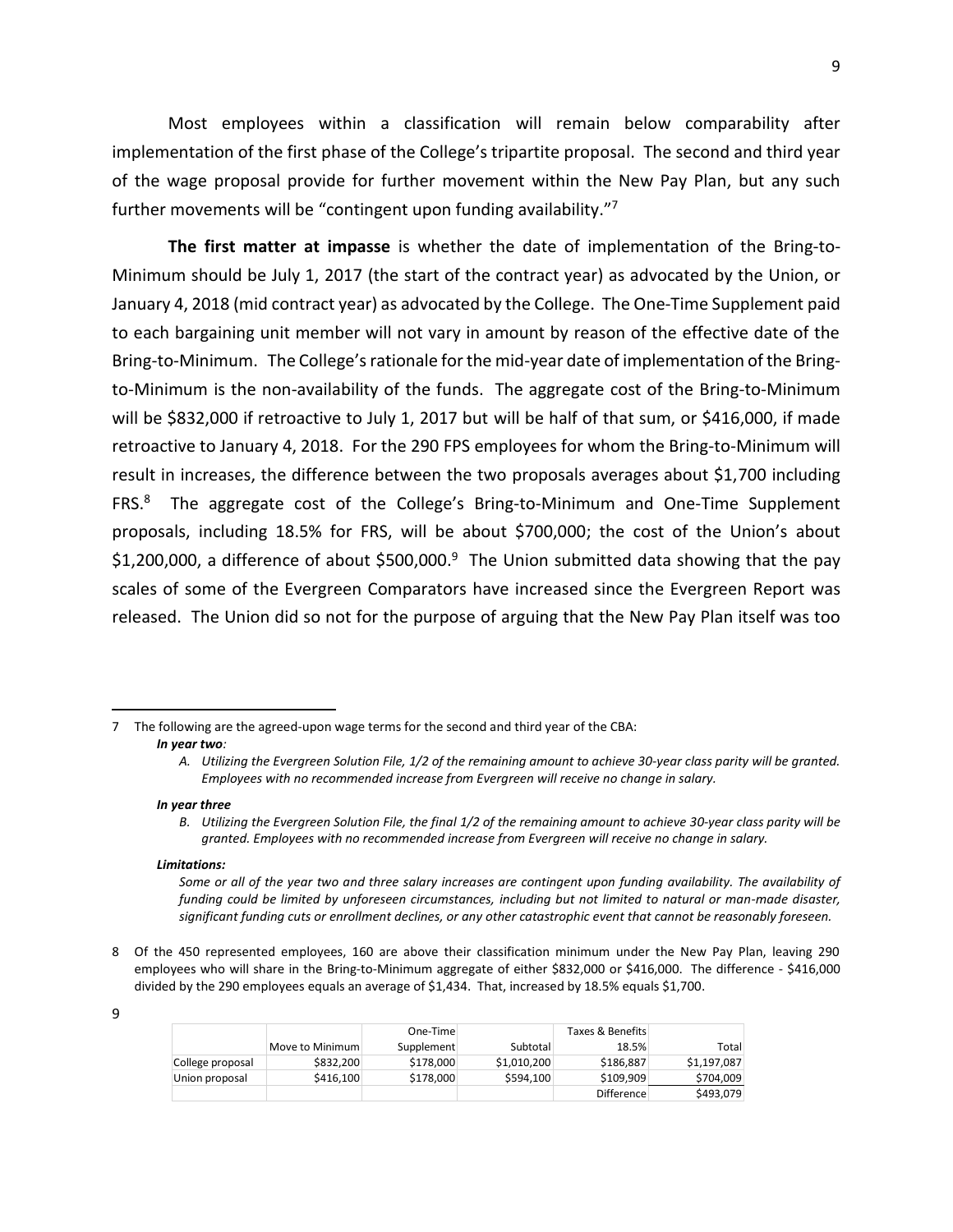Most employees within a classification will remain below comparability after implementation of the first phase of the College's tripartite proposal. The second and third year of the wage proposal provide for further movement within the New Pay Plan, but any such further movements will be "contingent upon funding availability."[7]

**The first matter at impasse** is whether the date of implementation of the Bring-to-Minimum should be July 1, 2017 (the start of the contract year) as advocated by the Union, or January 4, 2018 (mid contract year) as advocated by the College. The One-Time Supplement paid to each bargaining unit member will not vary in amount by reason of the effective date of the Bring-to-Minimum. The College's rationale for the mid-year date of implementation of the Bring-to-Minimum is the non-availability of the funds. The aggregate cost of the Bring-to-Minimum will be $832,000 if retroactive to July 1, 2017 but will be half of that sum, or $416,000, if made retroactive to January 4, 2018. For the 290 FPS employees for whom the Bring-to-Minimum will result in increases, the difference between the two proposals averages about $1,700 including FRS.[8] The aggregate cost of the College's Bring-to-Minimum and One-Time Supplement proposals, including 18.5% for FRS, will be about $700,000; the cost of the Union's about $1,200,000, a difference of about $500,000.[9] The Union submitted data showing that the pay scales of some of the Evergreen Comparators have increased since the Evergreen Report was released. The Union did so not for the purpose of arguing that the New Pay Plan itself was too

---

7 The following are the agreed-upon wage terms for the second and third year of the CBA:

***In year two**:*

A. *Utilizing the Evergreen Solution File, 1/2 of the remaining amount to achieve 30-year class parity will be granted. Employees with no recommended increase from Evergreen will receive no change in salary.*

***In year three***

B. *Utilizing the Evergreen Solution File, the final 1/2 of the remaining amount to achieve 30-year class parity will be granted. Employees with no recommended increase from Evergreen will receive no change in salary.*

***Limitations:***

*Some or all of the year two and three salary increases are contingent upon funding availability. The availability of funding could be limited by unforeseen circumstances, including but not limited to natural or man-made disaster, significant funding cuts or enrollment declines, or any other catastrophic event that cannot be reasonably foreseen.*

8 Of the 450 represented employees, 160 are above their classification minimum under the New Pay Plan, leaving 290 employees who will share in the Bring-to-Minimum aggregate of either $832,000 or $416,000. The difference - $416,000 divided by the 290 employees equals an average of $1,434. That, increased by 18.5% equals $1,700.

9

| | Move to Minimum | One-Time Supplement | Subtotal | Taxes & Benefits 18.5% | Total |
|---|---|---|---|---|---|
| College proposal | $832,200 | $178,000 | $1,010,200 | $186,887 | $1,197,087 |
| Union proposal | $416,100 | $178,000 | $594,100 | $109,909 | $704,009 |
| | | | | Difference | $493,079 |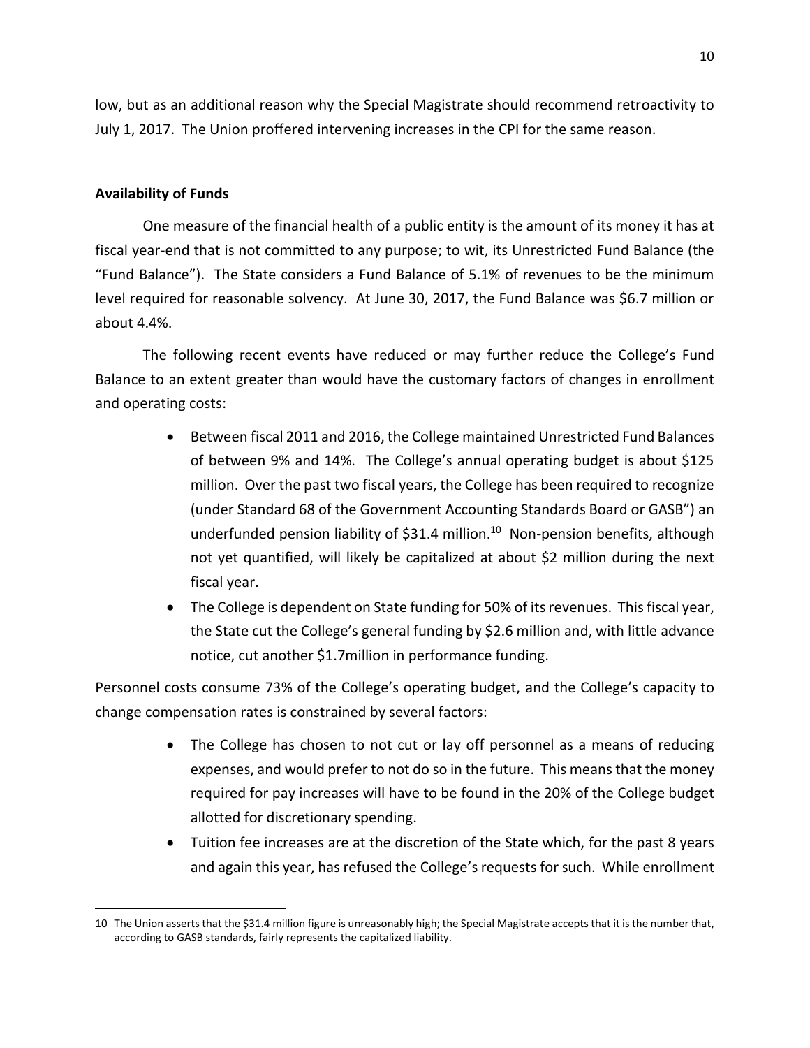low, but as an additional reason why the Special Magistrate should recommend retroactivity to July 1, 2017. The Union proffered intervening increases in the CPI for the same reason.

**Availability of Funds**

One measure of the financial health of a public entity is the amount of its money it has at fiscal year-end that is not committed to any purpose; to wit, its Unrestricted Fund Balance (the "Fund Balance"). The State considers a Fund Balance of 5.1% of revenues to be the minimum level required for reasonable solvency. At June 30, 2017, the Fund Balance was $6.7 million or about 4.4%.

The following recent events have reduced or may further reduce the College's Fund Balance to an extent greater than would have the customary factors of changes in enrollment and operating costs:

- Between fiscal 2011 and 2016, the College maintained Unrestricted Fund Balances of between 9% and 14%. The College's annual operating budget is about $125 million. Over the past two fiscal years, the College has been required to recognize (under Standard 68 of the Government Accounting Standards Board or GASB") an underfunded pension liability of $31.4 million.[10] Non-pension benefits, although not yet quantified, will likely be capitalized at about $2 million during the next fiscal year.
- The College is dependent on State funding for 50% of its revenues. This fiscal year, the State cut the College's general funding by $2.6 million and, with little advance notice, cut another $1.7million in performance funding.

Personnel costs consume 73% of the College's operating budget, and the College's capacity to change compensation rates is constrained by several factors:

- The College has chosen to not cut or lay off personnel as a means of reducing expenses, and would prefer to not do so in the future. This means that the money required for pay increases will have to be found in the 20% of the College budget allotted for discretionary spending.
- Tuition fee increases are at the discretion of the State which, for the past 8 years and again this year, has refused the College's requests for such. While enrollment

10 The Union asserts that the $31.4 million figure is unreasonably high; the Special Magistrate accepts that it is the number that, according to GASB standards, fairly represents the capitalized liability.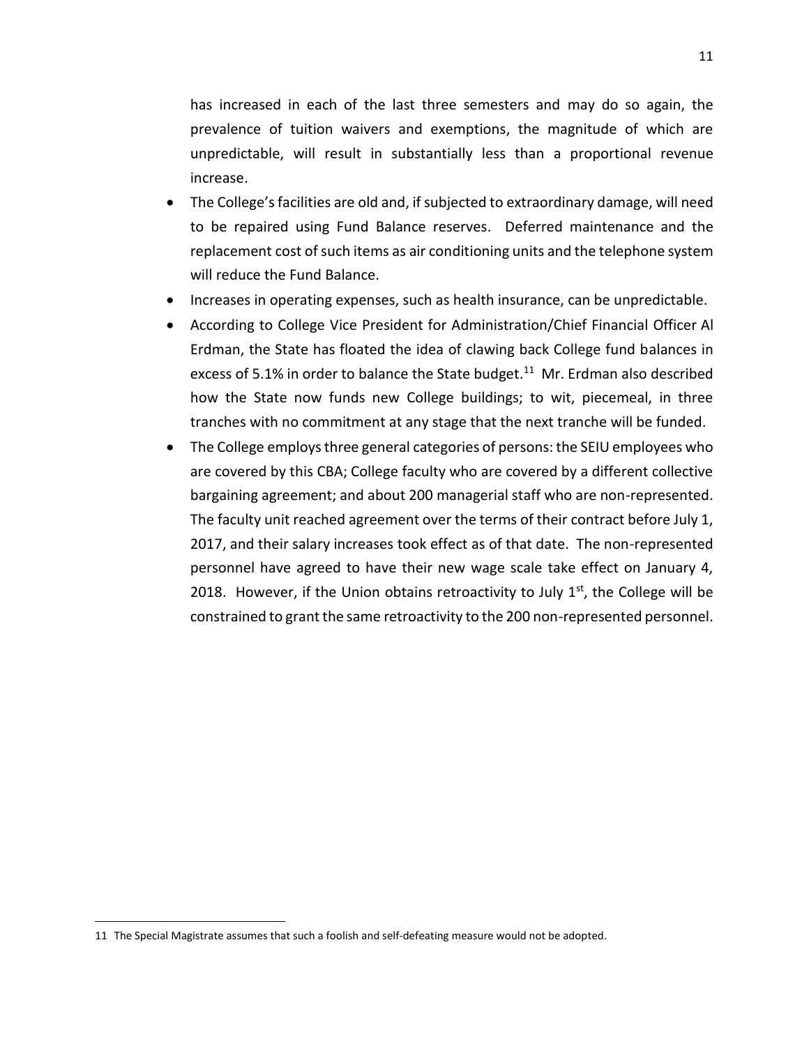has increased in each of the last three semesters and may do so again, the prevalence of tuition waivers and exemptions, the magnitude of which are unpredictable, will result in substantially less than a proportional revenue increase.

- The College's facilities are old and, if subjected to extraordinary damage, will need to be repaired using Fund Balance reserves. Deferred maintenance and the replacement cost of such items as air conditioning units and the telephone system will reduce the Fund Balance.
- Increases in operating expenses, such as health insurance, can be unpredictable.
- According to College Vice President for Administration/Chief Financial Officer Al Erdman, the State has floated the idea of clawing back College fund balances in excess of 5.1% in order to balance the State budget.[11] Mr. Erdman also described how the State now funds new College buildings; to wit, piecemeal, in three tranches with no commitment at any stage that the next tranche will be funded.
- The College employs three general categories of persons: the SEIU employees who are covered by this CBA; College faculty who are covered by a different collective bargaining agreement; and about 200 managerial staff who are non-represented. The faculty unit reached agreement over the terms of their contract before July 1, 2017, and their salary increases took effect as of that date. The non-represented personnel have agreed to have their new wage scale take effect on January 4, 2018. However, if the Union obtains retroactivity to July 1st, the College will be constrained to grant the same retroactivity to the 200 non-represented personnel.

---

11 The Special Magistrate assumes that such a foolish and self-defeating measure would not be adopted.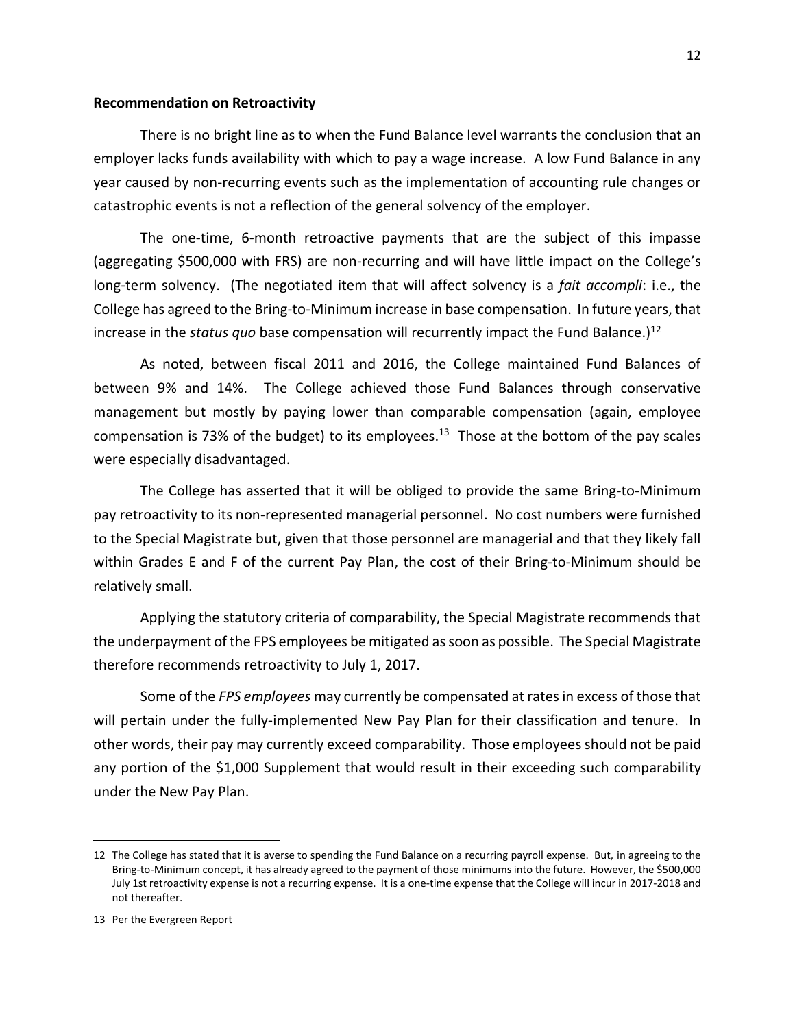**Recommendation on Retroactivity**

There is no bright line as to when the Fund Balance level warrants the conclusion that an employer lacks funds availability with which to pay a wage increase. A low Fund Balance in any year caused by non-recurring events such as the implementation of accounting rule changes or catastrophic events is not a reflection of the general solvency of the employer.

The one-time, 6-month retroactive payments that are the subject of this impasse (aggregating $500,000 with FRS) are non-recurring and will have little impact on the College's long-term solvency. (The negotiated item that will affect solvency is a *fait accompli*: i.e., the College has agreed to the Bring-to-Minimum increase in base compensation. In future years, that increase in the *status quo* base compensation will recurrently impact the Fund Balance.)[12]

As noted, between fiscal 2011 and 2016, the College maintained Fund Balances of between 9% and 14%. The College achieved those Fund Balances through conservative management but mostly by paying lower than comparable compensation (again, employee compensation is 73% of the budget) to its employees.[13] Those at the bottom of the pay scales were especially disadvantaged.

The College has asserted that it will be obliged to provide the same Bring-to-Minimum pay retroactivity to its non-represented managerial personnel. No cost numbers were furnished to the Special Magistrate but, given that those personnel are managerial and that they likely fall within Grades E and F of the current Pay Plan, the cost of their Bring-to-Minimum should be relatively small.

Applying the statutory criteria of comparability, the Special Magistrate recommends that the underpayment of the FPS employees be mitigated as soon as possible. The Special Magistrate therefore recommends retroactivity to July 1, 2017.

Some of the *FPS employees* may currently be compensated at rates in excess of those that will pertain under the fully-implemented New Pay Plan for their classification and tenure. In other words, their pay may currently exceed comparability. Those employees should not be paid any portion of the $1,000 Supplement that would result in their exceeding such comparability under the New Pay Plan.

---

12 The College has stated that it is averse to spending the Fund Balance on a recurring payroll expense. But, in agreeing to the Bring-to-Minimum concept, it has already agreed to the payment of those minimums into the future. However, the $500,000 July 1st retroactivity expense is not a recurring expense. It is a one-time expense that the College will incur in 2017-2018 and not thereafter.

13 Per the Evergreen Report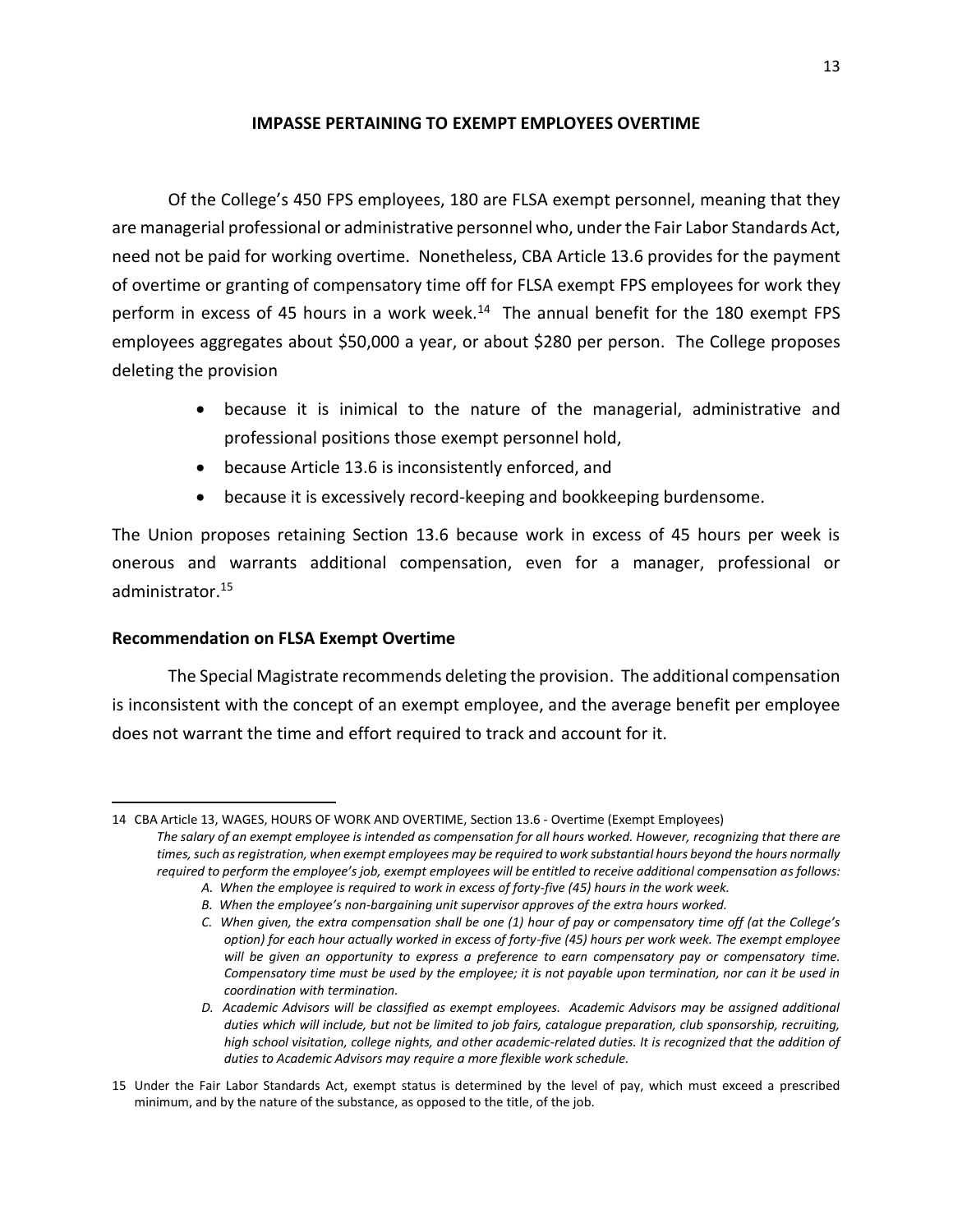**IMPASSE PERTAINING TO EXEMPT EMPLOYEES OVERTIME**

Of the College's 450 FPS employees, 180 are FLSA exempt personnel, meaning that they are managerial professional or administrative personnel who, under the Fair Labor Standards Act, need not be paid for working overtime. Nonetheless, CBA Article 13.6 provides for the payment of overtime or granting of compensatory time off for FLSA exempt FPS employees for work they perform in excess of 45 hours in a work week.[14] The annual benefit for the 180 exempt FPS employees aggregates about $50,000 a year, or about $280 per person. The College proposes deleting the provision

- because it is inimical to the nature of the managerial, administrative and professional positions those exempt personnel hold,
- because Article 13.6 is inconsistently enforced, and
- because it is excessively record-keeping and bookkeeping burdensome.

The Union proposes retaining Section 13.6 because work in excess of 45 hours per week is onerous and warrants additional compensation, even for a manager, professional or administrator.[15]

**Recommendation on FLSA Exempt Overtime**

The Special Magistrate recommends deleting the provision. The additional compensation is inconsistent with the concept of an exempt employee, and the average benefit per employee does not warrant the time and effort required to track and account for it.

---

14 CBA Article 13, WAGES, HOURS OF WORK AND OVERTIME, Section 13.6 - Overtime (Exempt Employees)
*The salary of an exempt employee is intended as compensation for all hours worked. However, recognizing that there are times, such as registration, when exempt employees may be required to work substantial hours beyond the hours normally required to perform the employee's job, exempt employees will be entitled to receive additional compensation as follows:*

*A. When the employee is required to work in excess of forty-five (45) hours in the work week.*

*B. When the employee's non-bargaining unit supervisor approves of the extra hours worked.*

*C. When given, the extra compensation shall be one (1) hour of pay or compensatory time off (at the College's option) for each hour actually worked in excess of forty-five (45) hours per work week. The exempt employee will be given an opportunity to express a preference to earn compensatory pay or compensatory time. Compensatory time must be used by the employee; it is not payable upon termination, nor can it be used in coordination with termination.*

*D. Academic Advisors will be classified as exempt employees. Academic Advisors may be assigned additional duties which will include, but not be limited to job fairs, catalogue preparation, club sponsorship, recruiting, high school visitation, college nights, and other academic-related duties. It is recognized that the addition of duties to Academic Advisors may require a more flexible work schedule.*

15 Under the Fair Labor Standards Act, exempt status is determined by the level of pay, which must exceed a prescribed minimum, and by the nature of the substance, as opposed to the title, of the job.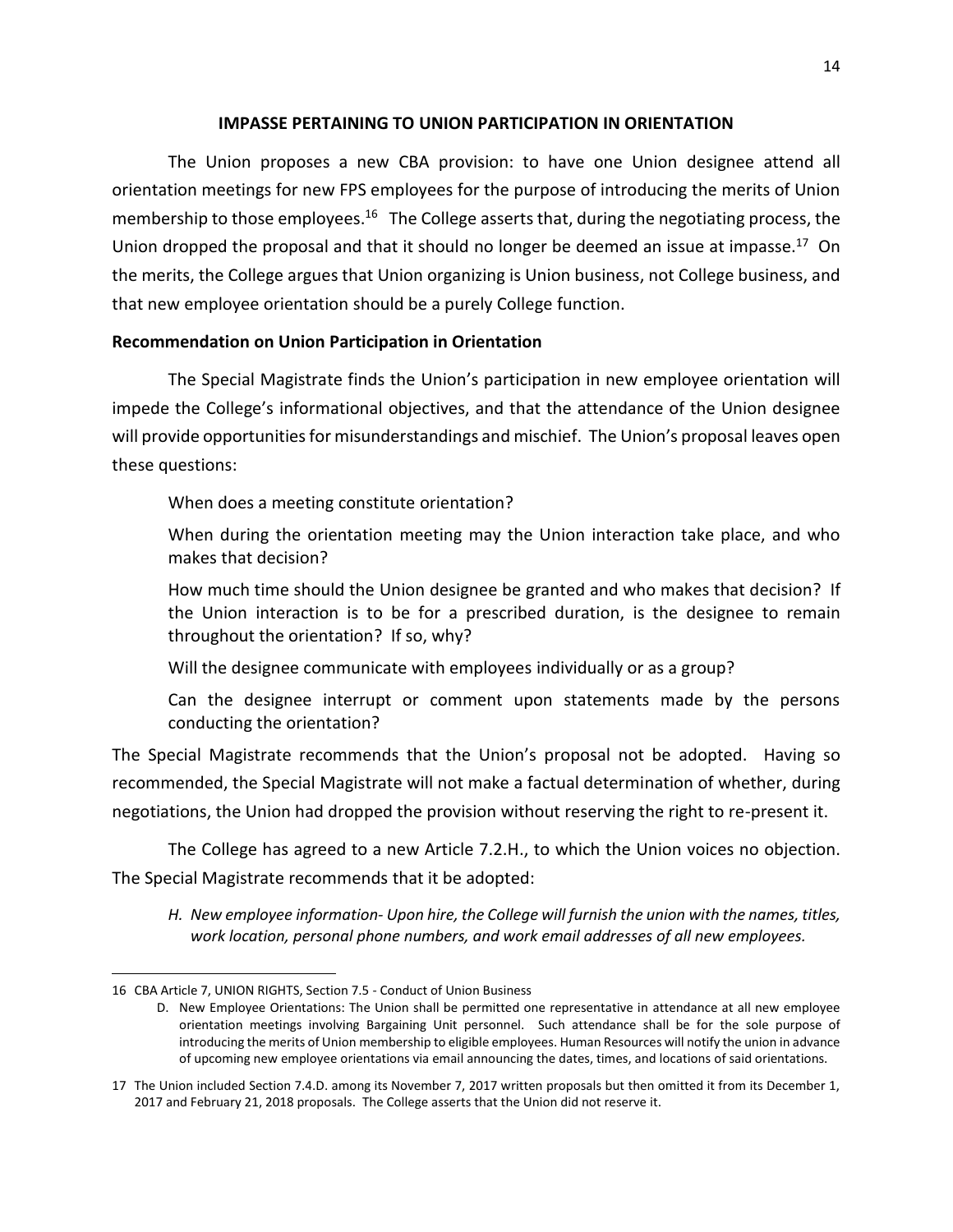**IMPASSE PERTAINING TO UNION PARTICIPATION IN ORIENTATION**

The Union proposes a new CBA provision: to have one Union designee attend all orientation meetings for new FPS employees for the purpose of introducing the merits of Union membership to those employees.[16] The College asserts that, during the negotiating process, the Union dropped the proposal and that it should no longer be deemed an issue at impasse.[17] On the merits, the College argues that Union organizing is Union business, not College business, and that new employee orientation should be a purely College function.

**Recommendation on Union Participation in Orientation**

The Special Magistrate finds the Union's participation in new employee orientation will impede the College's informational objectives, and that the attendance of the Union designee will provide opportunities for misunderstandings and mischief. The Union's proposal leaves open these questions:

> When does a meeting constitute orientation?
>
> When during the orientation meeting may the Union interaction take place, and who makes that decision?
>
> How much time should the Union designee be granted and who makes that decision? If the Union interaction is to be for a prescribed duration, is the designee to remain throughout the orientation? If so, why?
>
> Will the designee communicate with employees individually or as a group?
>
> Can the designee interrupt or comment upon statements made by the persons conducting the orientation?

The Special Magistrate recommends that the Union's proposal not be adopted. Having so recommended, the Special Magistrate will not make a factual determination of whether, during negotiations, the Union had dropped the provision without reserving the right to re-present it.

The College has agreed to a new Article 7.2.H., to which the Union voices no objection. The Special Magistrate recommends that it be adopted:

> *H. New employee information- Upon hire, the College will furnish the union with the names, titles, work location, personal phone numbers, and work email addresses of all new employees.*

---

16 CBA Article 7, UNION RIGHTS, Section 7.5 - Conduct of Union Business

> D. New Employee Orientations: The Union shall be permitted one representative in attendance at all new employee orientation meetings involving Bargaining Unit personnel. Such attendance shall be for the sole purpose of introducing the merits of Union membership to eligible employees. Human Resources will notify the union in advance of upcoming new employee orientations via email announcing the dates, times, and locations of said orientations.

17 The Union included Section 7.4.D. among its November 7, 2017 written proposals but then omitted it from its December 1, 2017 and February 21, 2018 proposals. The College asserts that the Union did not reserve it.